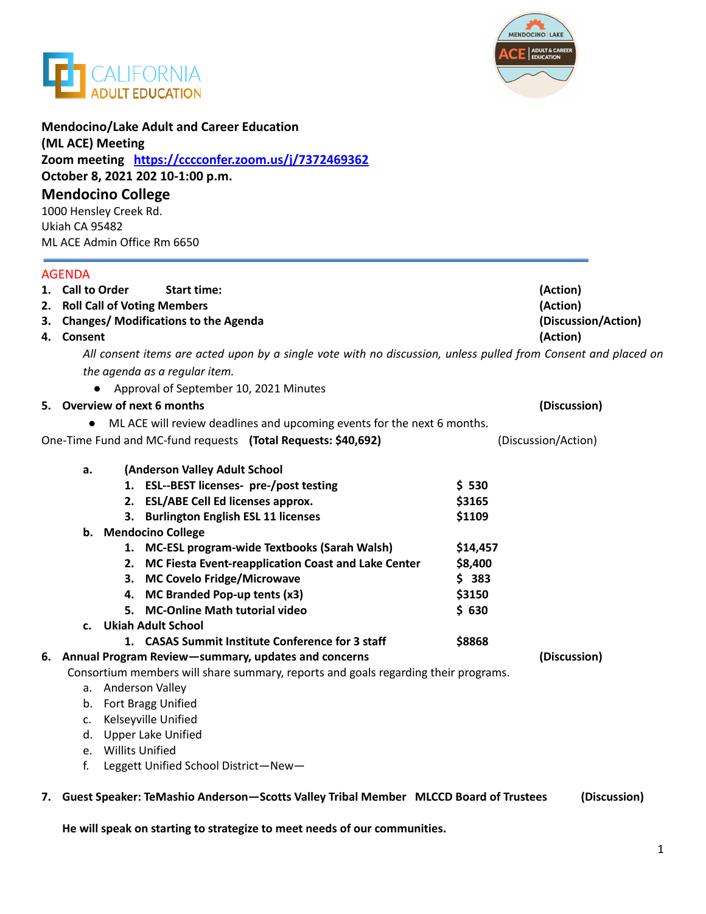**Mendocino/Lake Adult and Career Education**
**(ML ACE) Meeting**
**Zoom meeting** [https://cccconfer.zoom.us/j/7372469362](https://cccconfer.zoom.us/j/7372469362)
**October 8, 2021 202 10-1:00 p.m.**

## Mendocino College

1000 Hensley Creek Rd.
Ukiah CA 95482
ML ACE Admin Office Rm 6650

---

AGENDA

1. **Call to Order Start time:** **(Action)**
2. **Roll Call of Voting Members** **(Action)**
3. **Changes/ Modifications to the Agenda** **(Discussion/Action)**
4. **Consent** **(Action)**

   *All consent items are acted upon by a single vote with no discussion, unless pulled from Consent and placed on the agenda as a regular item.*

   - Approval of September 10, 2021 Minutes

5. **Overview of next 6 months** **(Discussion)**
   - ML ACE will review deadlines and upcoming events for the next 6 months.

One-Time Fund and MC-fund requests **(Total Requests: $40,692)** (Discussion/Action)

   a. **(Anderson Valley Adult School**
      1. **ESL--BEST licenses- pre-/post testing** **$ 530**
      2. **ESL/ABE Cell Ed licenses approx.** **$3165**
      3. **Burlington English ESL 11 licenses** **$1109**

   b. **Mendocino College**
      1. **MC-ESL program-wide Textbooks (Sarah Walsh)** **$14,457**
      2. **MC Fiesta Event-reapplication Coast and Lake Center** **$8,400**
      3. **MC Covelo Fridge/Microwave** **$ 383**
      4. **MC Branded Pop-up tents (x3)** **$3150**
      5. **MC-Online Math tutorial video** **$ 630**

   c. **Ukiah Adult School**
      1. **CASAS Summit Institute Conference for 3 staff** **$8868**

6. **Annual Program Review—summary, updates and concerns** **(Discussion)**

   Consortium members will share summary, reports and goals regarding their programs.

   a. Anderson Valley
   b. Fort Bragg Unified
   c. Kelseyville Unified
   d. Upper Lake Unified
   e. Willits Unified
   f. Leggett Unified School District—New—

7. **Guest Speaker: TeMashio Anderson—Scotts Valley Tribal Member MLCCD Board of Trustees** **(Discussion)**

   **He will speak on starting to strategize to meet needs of our communities.**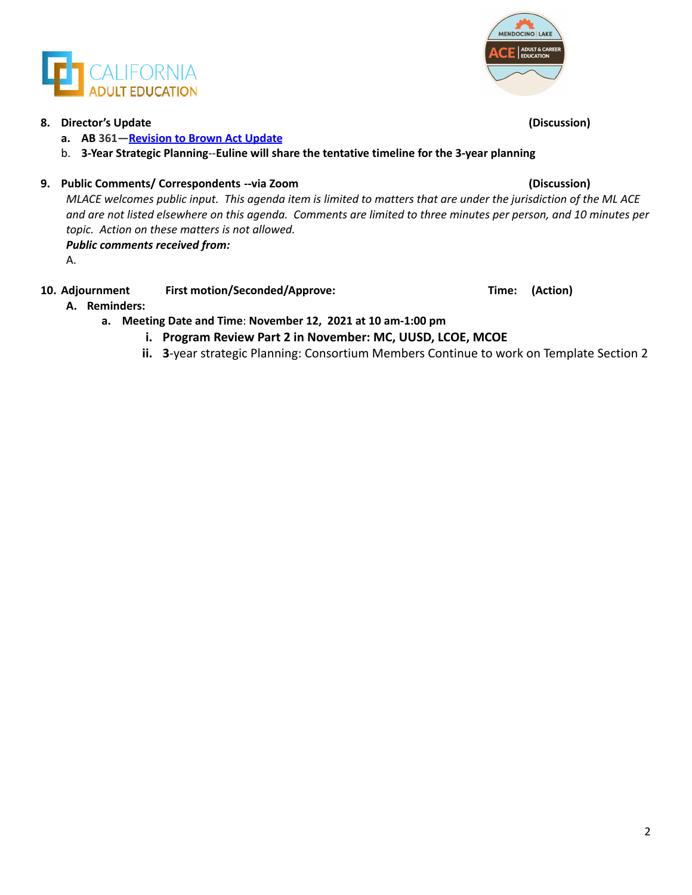**8. Director's Update** **(Discussion)**

- **a. AB 361—Revision to Brown Act Update**
- b. **3-Year Strategic Planning**--**Euline will share the tentative timeline for the 3-year planning**

**9. Public Comments/ Correspondents --via Zoom** **(Discussion)**

*MLACE welcomes public input. This agenda item is limited to matters that are under the jurisdiction of the ML ACE and are not listed elsewhere on this agenda. Comments are limited to three minutes per person, and 10 minutes per topic. Action on these matters is not allowed.*

***Public comments received from:***

A.

**10. Adjournment** **First motion/Seconded/Approve:** **Time:** **(Action)**

**A. Reminders:**

- **a. Meeting Date and Time**: **November 12, 2021 at 10 am-1:00 pm**
  - **i. Program Review Part 2 in November: MC, UUSD, LCOE, MCOE**
  - **ii. 3**-year strategic Planning: Consortium Members Continue to work on Template Section 2